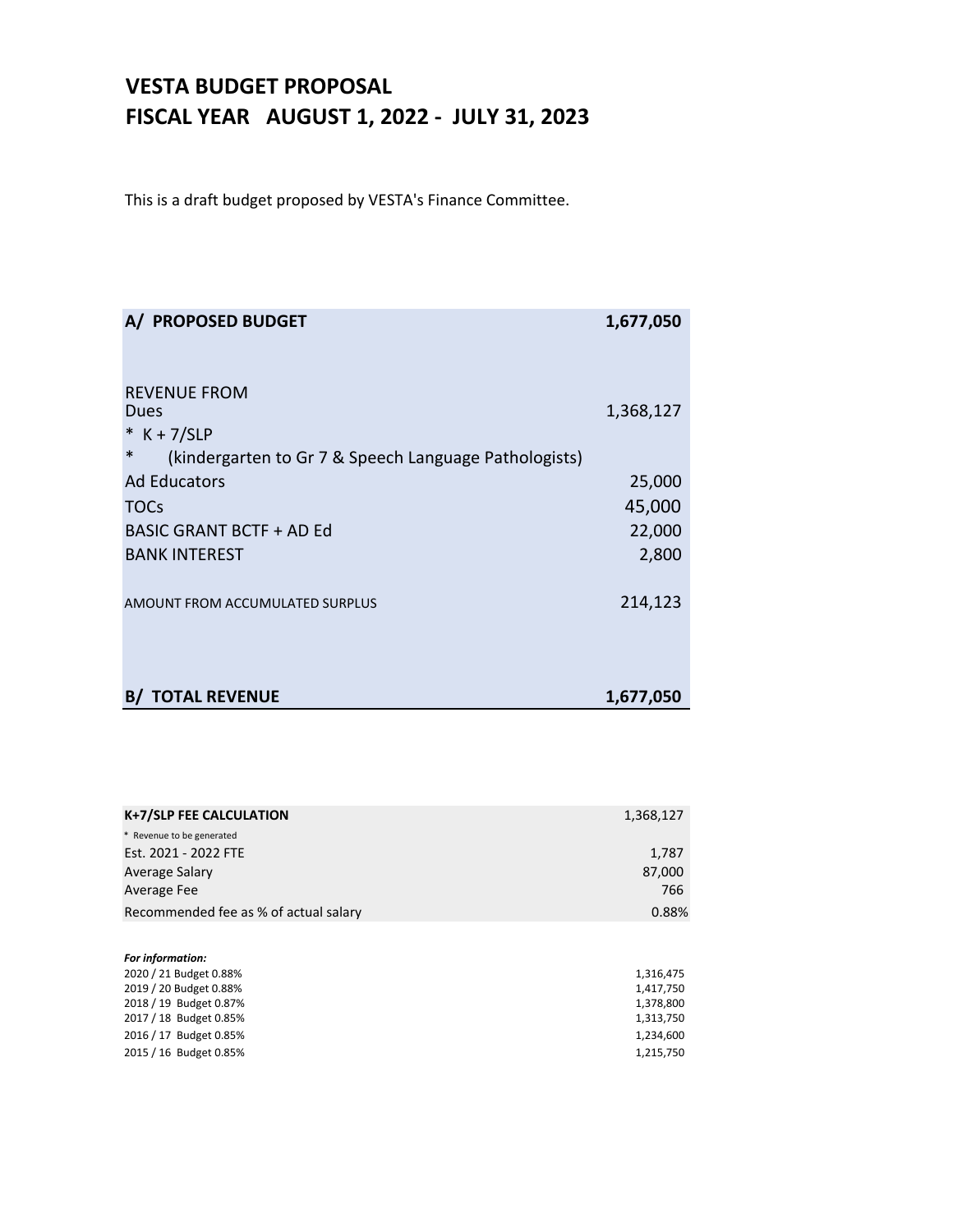# VESTA BUDGET PROPOSAL
# FISCAL YEAR AUGUST 1, 2022 - JULY 31, 2023

This is a draft budget proposed by VESTA's Finance Committee.

| **A/ PROPOSED BUDGET** | **1,677,050** |
|---|---|
| | |
| REVENUE FROM | |
| Dues | 1,368,127 |
| * K + 7/SLP | |
| * (kindergarten to Gr 7 & Speech Language Pathologists) | |
| Ad Educators | 25,000 |
| TOCs | 45,000 |
| BASIC GRANT BCTF + AD Ed | 22,000 |
| BANK INTEREST | 2,800 |
| AMOUNT FROM ACCUMULATED SURPLUS | 214,123 |
| | |
| **B/ TOTAL REVENUE** | **1,677,050** |

| **K+7/SLP FEE CALCULATION** | 1,368,127 |
|---|---|
| * Revenue to be generated | |
| Est. 2021 - 2022 FTE | 1,787 |
| Average Salary | 87,000 |
| Average Fee | 766 |
| Recommended fee as % of actual salary | 0.88% |

***For information:***

| | |
|---|---|
| 2020 / 21 Budget 0.88% | 1,316,475 |
| 2019 / 20 Budget 0.88% | 1,417,750 |
| 2018 / 19 Budget 0.87% | 1,378,800 |
| 2017 / 18 Budget 0.85% | 1,313,750 |
| 2016 / 17 Budget 0.85% | 1,234,600 |
| 2015 / 16 Budget 0.85% | 1,215,750 |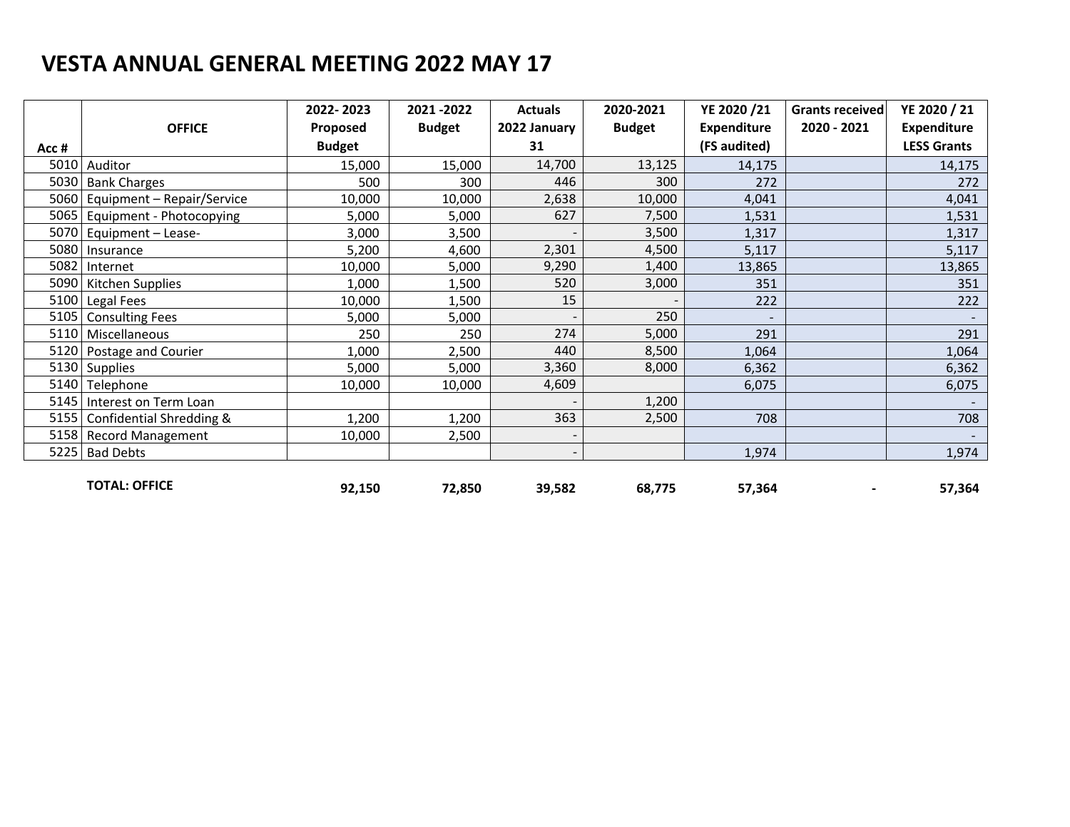# VESTA ANNUAL GENERAL MEETING 2022 MAY 17

| Acc # | OFFICE | 2022- 2023 Proposed Budget | 2021 -2022 Budget | Actuals 2022 January 31 | 2020-2021 Budget | YE 2020 /21 Expenditure (FS audited) | Grants received 2020 - 2021 | YE 2020 / 21 Expenditure LESS Grants |
|---|---|---|---|---|---|---|---|---|
| 5010 | Auditor | 15,000 | 15,000 | 14,700 | 13,125 | 14,175 | | 14,175 |
| 5030 | Bank Charges | 500 | 300 | 446 | 300 | 272 | | 272 |
| 5060 | Equipment – Repair/Service | 10,000 | 10,000 | 2,638 | 10,000 | 4,041 | | 4,041 |
| 5065 | Equipment - Photocopying | 5,000 | 5,000 | 627 | 7,500 | 1,531 | | 1,531 |
| 5070 | Equipment – Lease- | 3,000 | 3,500 | - | 3,500 | 1,317 | | 1,317 |
| 5080 | Insurance | 5,200 | 4,600 | 2,301 | 4,500 | 5,117 | | 5,117 |
| 5082 | Internet | 10,000 | 5,000 | 9,290 | 1,400 | 13,865 | | 13,865 |
| 5090 | Kitchen Supplies | 1,000 | 1,500 | 520 | 3,000 | 351 | | 351 |
| 5100 | Legal Fees | 10,000 | 1,500 | 15 | - | 222 | | 222 |
| 5105 | Consulting Fees | 5,000 | 5,000 | - | 250 | - | | - |
| 5110 | Miscellaneous | 250 | 250 | 274 | 5,000 | 291 | | 291 |
| 5120 | Postage and Courier | 1,000 | 2,500 | 440 | 8,500 | 1,064 | | 1,064 |
| 5130 | Supplies | 5,000 | 5,000 | 3,360 | 8,000 | 6,362 | | 6,362 |
| 5140 | Telephone | 10,000 | 10,000 | 4,609 | | 6,075 | | 6,075 |
| 5145 | Interest on Term Loan | | | - | 1,200 | | | - |
| 5155 | Confidential Shredding & | 1,200 | 1,200 | 363 | 2,500 | 708 | | 708 |
| 5158 | Record Management | 10,000 | 2,500 | - | | | | - |
| 5225 | Bad Debts | | | - | | 1,974 | | 1,974 |
| | **TOTAL: OFFICE** | **92,150** | **72,850** | **39,582** | **68,775** | **57,364** | **-** | **57,364** |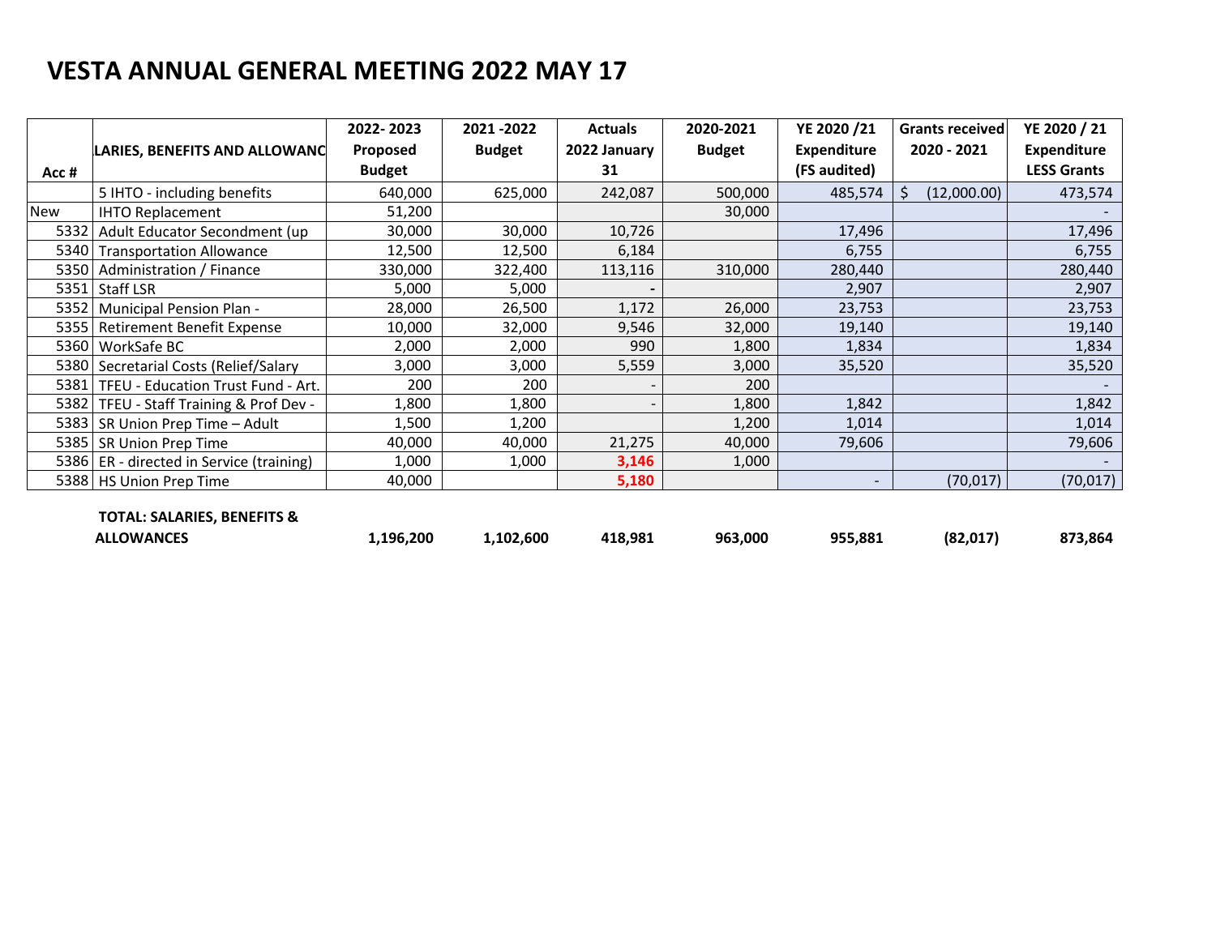# VESTA ANNUAL GENERAL MEETING 2022 MAY 17

| Acc # | LARIES, BENEFITS AND ALLOWANC | 2022- 2023 Proposed Budget | 2021 -2022 Budget | Actuals 2022 January 31 | 2020-2021 Budget | YE 2020 /21 Expenditure (FS audited) | Grants received 2020 - 2021 | YE 2020 / 21 Expenditure LESS Grants |
|---|---|---|---|---|---|---|---|---|
| | 5 IHTO - including benefits | 640,000 | 625,000 | 242,087 | 500,000 | 485,574 | $ (12,000.00) | 473,574 |
| New | IHTO Replacement | 51,200 | | | 30,000 | | | - |
| 5332 | Adult Educator Secondment (up | 30,000 | 30,000 | 10,726 | | 17,496 | | 17,496 |
| 5340 | Transportation Allowance | 12,500 | 12,500 | 6,184 | | 6,755 | | 6,755 |
| 5350 | Administration / Finance | 330,000 | 322,400 | 113,116 | 310,000 | 280,440 | | 280,440 |
| 5351 | Staff LSR | 5,000 | 5,000 | - | | 2,907 | | 2,907 |
| 5352 | Municipal Pension Plan - | 28,000 | 26,500 | 1,172 | 26,000 | 23,753 | | 23,753 |
| 5355 | Retirement Benefit Expense | 10,000 | 32,000 | 9,546 | 32,000 | 19,140 | | 19,140 |
| 5360 | WorkSafe BC | 2,000 | 2,000 | 990 | 1,800 | 1,834 | | 1,834 |
| 5380 | Secretarial Costs (Relief/Salary | 3,000 | 3,000 | 5,559 | 3,000 | 35,520 | | 35,520 |
| 5381 | TFEU - Education Trust Fund - Art. | 200 | 200 | - | 200 | | | - |
| 5382 | TFEU - Staff Training & Prof Dev - | 1,800 | 1,800 | - | 1,800 | 1,842 | | 1,842 |
| 5383 | SR Union Prep Time – Adult | 1,500 | 1,200 | | 1,200 | 1,014 | | 1,014 |
| 5385 | SR Union Prep Time | 40,000 | 40,000 | 21,275 | 40,000 | 79,606 | | 79,606 |
| 5386 | ER - directed in Service (training) | 1,000 | 1,000 | **3,146** | 1,000 | | | - |
| 5388 | HS Union Prep Time | 40,000 | | **5,180** | | - | (70,017) | (70,017) |
| | **TOTAL: SALARIES, BENEFITS & ALLOWANCES** | **1,196,200** | **1,102,600** | **418,981** | **963,000** | **955,881** | **(82,017)** | **873,864** |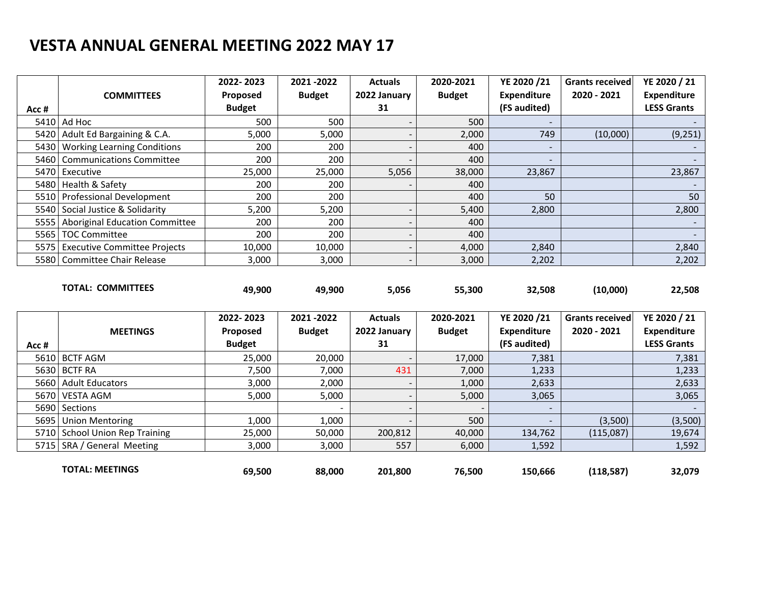# VESTA ANNUAL GENERAL MEETING 2022 MAY 17

| Acc # | COMMITTEES | 2022- 2023 Proposed Budget | 2021 -2022 Budget | Actuals 2022 January 31 | 2020-2021 Budget | YE 2020 /21 Expenditure (FS audited) | Grants received 2020 - 2021 | YE 2020 / 21 Expenditure LESS Grants |
|---|---|---|---|---|---|---|---|---|
| 5410 | Ad Hoc | 500 | 500 | - | 500 | - | | - |
| 5420 | Adult Ed Bargaining & C.A. | 5,000 | 5,000 | - | 2,000 | 749 | (10,000) | (9,251) |
| 5430 | Working Learning Conditions | 200 | 200 | - | 400 | - | | - |
| 5460 | Communications Committee | 200 | 200 | - | 400 | - | | - |
| 5470 | Executive | 25,000 | 25,000 | 5,056 | 38,000 | 23,867 | | 23,867 |
| 5480 | Health & Safety | 200 | 200 | - | 400 | | | - |
| 5510 | Professional Development | 200 | 200 | | 400 | 50 | | 50 |
| 5540 | Social Justice & Solidarity | 5,200 | 5,200 | - | 5,400 | 2,800 | | 2,800 |
| 5555 | Aboriginal Education Committee | 200 | 200 | - | 400 | | | - |
| 5565 | TOC Committee | 200 | 200 | - | 400 | | | - |
| 5575 | Executive Committee Projects | 10,000 | 10,000 | - | 4,000 | 2,840 | | 2,840 |
| 5580 | Committee Chair Release | 3,000 | 3,000 | - | 3,000 | 2,202 | | 2,202 |
| | **TOTAL: COMMITTEES** | **49,900** | **49,900** | **5,056** | **55,300** | **32,508** | **(10,000)** | **22,508** |

| Acc # | MEETINGS | 2022- 2023 Proposed Budget | 2021 -2022 Budget | Actuals 2022 January 31 | 2020-2021 Budget | YE 2020 /21 Expenditure (FS audited) | Grants received 2020 - 2021 | YE 2020 / 21 Expenditure LESS Grants |
|---|---|---|---|---|---|---|---|---|
| 5610 | BCTF AGM | 25,000 | 20,000 | - | 17,000 | 7,381 | | 7,381 |
| 5630 | BCTF RA | 7,500 | 7,000 | 431 | 7,000 | 1,233 | | 1,233 |
| 5660 | Adult Educators | 3,000 | 2,000 | - | 1,000 | 2,633 | | 2,633 |
| 5670 | VESTA AGM | 5,000 | 5,000 | - | 5,000 | 3,065 | | 3,065 |
| 5690 | Sections | | - | - | - | - | | - |
| 5695 | Union Mentoring | 1,000 | 1,000 | - | 500 | - | (3,500) | (3,500) |
| 5710 | School Union Rep Training | 25,000 | 50,000 | 200,812 | 40,000 | 134,762 | (115,087) | 19,674 |
| 5715 | SRA / General Meeting | 3,000 | 3,000 | 557 | 6,000 | 1,592 | | 1,592 |
| | **TOTAL: MEETINGS** | **69,500** | **88,000** | **201,800** | **76,500** | **150,666** | **(118,587)** | **32,079** |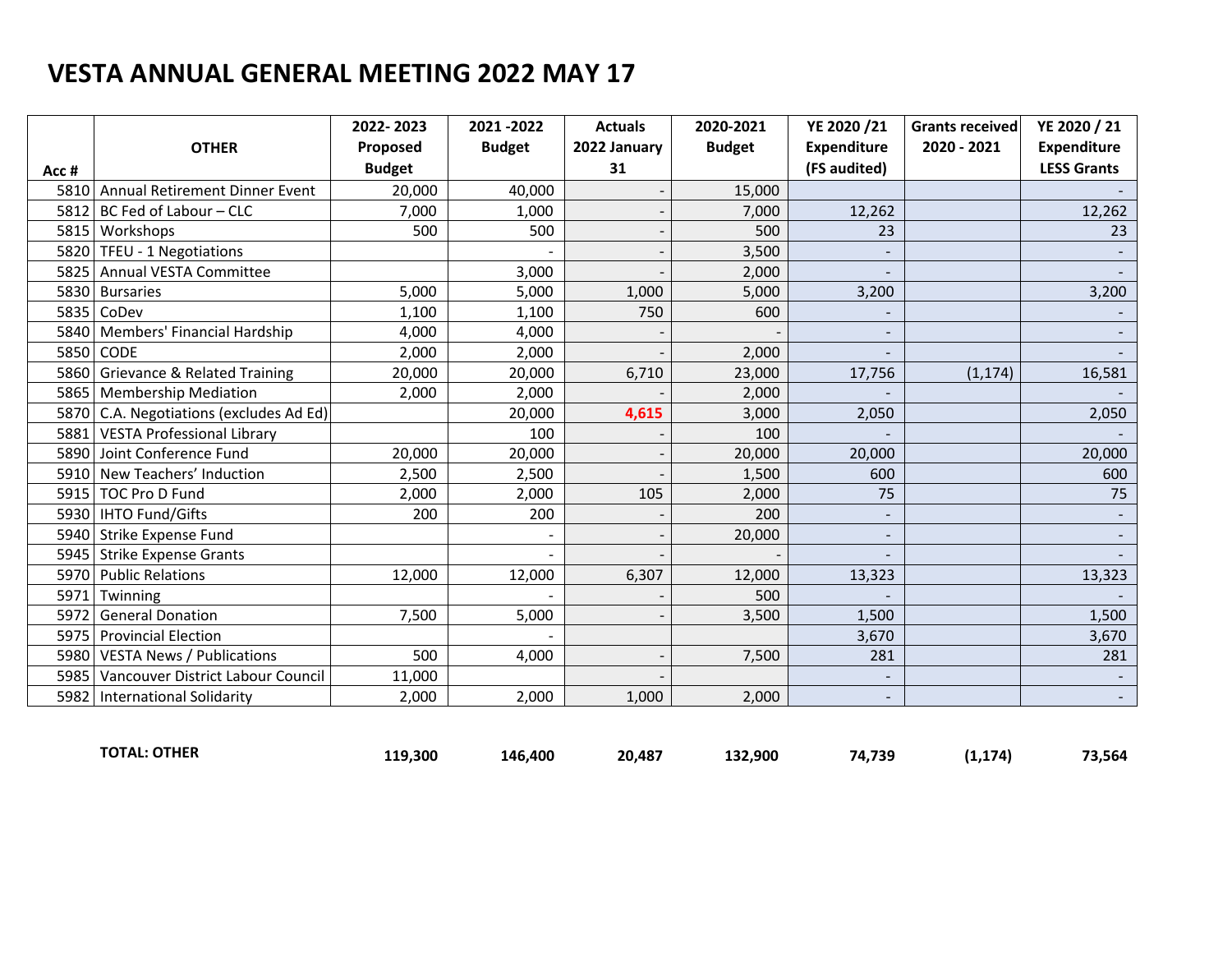# VESTA ANNUAL GENERAL MEETING 2022 MAY 17

| Acc # | OTHER | 2022- 2023 Proposed Budget | 2021 -2022 Budget | Actuals 2022 January 31 | 2020-2021 Budget | YE 2020 /21 Expenditure (FS audited) | Grants received 2020 - 2021 | YE 2020 / 21 Expenditure LESS Grants |
|---|---|---|---|---|---|---|---|---|
| 5810 | Annual Retirement Dinner Event | 20,000 | 40,000 | - | 15,000 | | | - |
| 5812 | BC Fed of Labour – CLC | 7,000 | 1,000 | - | 7,000 | 12,262 | | 12,262 |
| 5815 | Workshops | 500 | 500 | - | 500 | 23 | | 23 |
| 5820 | TFEU - 1 Negotiations | | - | - | 3,500 | - | | - |
| 5825 | Annual VESTA Committee | | 3,000 | - | 2,000 | - | | - |
| 5830 | Bursaries | 5,000 | 5,000 | 1,000 | 5,000 | 3,200 | | 3,200 |
| 5835 | CoDev | 1,100 | 1,100 | 750 | 600 | - | | - |
| 5840 | Members' Financial Hardship | 4,000 | 4,000 | - | - | - | | - |
| 5850 | CODE | 2,000 | 2,000 | - | 2,000 | - | | - |
| 5860 | Grievance & Related Training | 20,000 | 20,000 | 6,710 | 23,000 | 17,756 | (1,174) | 16,581 |
| 5865 | Membership Mediation | 2,000 | 2,000 | - | 2,000 | - | | - |
| 5870 | C.A. Negotiations (excludes Ad Ed) | | 20,000 | **4,615** | 3,000 | 2,050 | | 2,050 |
| 5881 | VESTA Professional Library | | 100 | - | 100 | - | | - |
| 5890 | Joint Conference Fund | 20,000 | 20,000 | - | 20,000 | 20,000 | | 20,000 |
| 5910 | New Teachers' Induction | 2,500 | 2,500 | - | 1,500 | 600 | | 600 |
| 5915 | TOC Pro D Fund | 2,000 | 2,000 | 105 | 2,000 | 75 | | 75 |
| 5930 | IHTO Fund/Gifts | 200 | 200 | - | 200 | - | | - |
| 5940 | Strike Expense Fund | | - | - | 20,000 | - | | - |
| 5945 | Strike Expense Grants | | - | - | - | - | | - |
| 5970 | Public Relations | 12,000 | 12,000 | 6,307 | 12,000 | 13,323 | | 13,323 |
| 5971 | Twinning | | - | - | 500 | - | | - |
| 5972 | General Donation | 7,500 | 5,000 | - | 3,500 | 1,500 | | 1,500 |
| 5975 | Provincial Election | | - | | | 3,670 | | 3,670 |
| 5980 | VESTA News / Publications | 500 | 4,000 | - | 7,500 | 281 | | 281 |
| 5985 | Vancouver District Labour Council | 11,000 | | - | | - | | - |
| 5982 | International Solidarity | 2,000 | 2,000 | 1,000 | 2,000 | - | | - |
| | **TOTAL: OTHER** | **119,300** | **146,400** | **20,487** | **132,900** | **74,739** | **(1,174)** | **73,564** |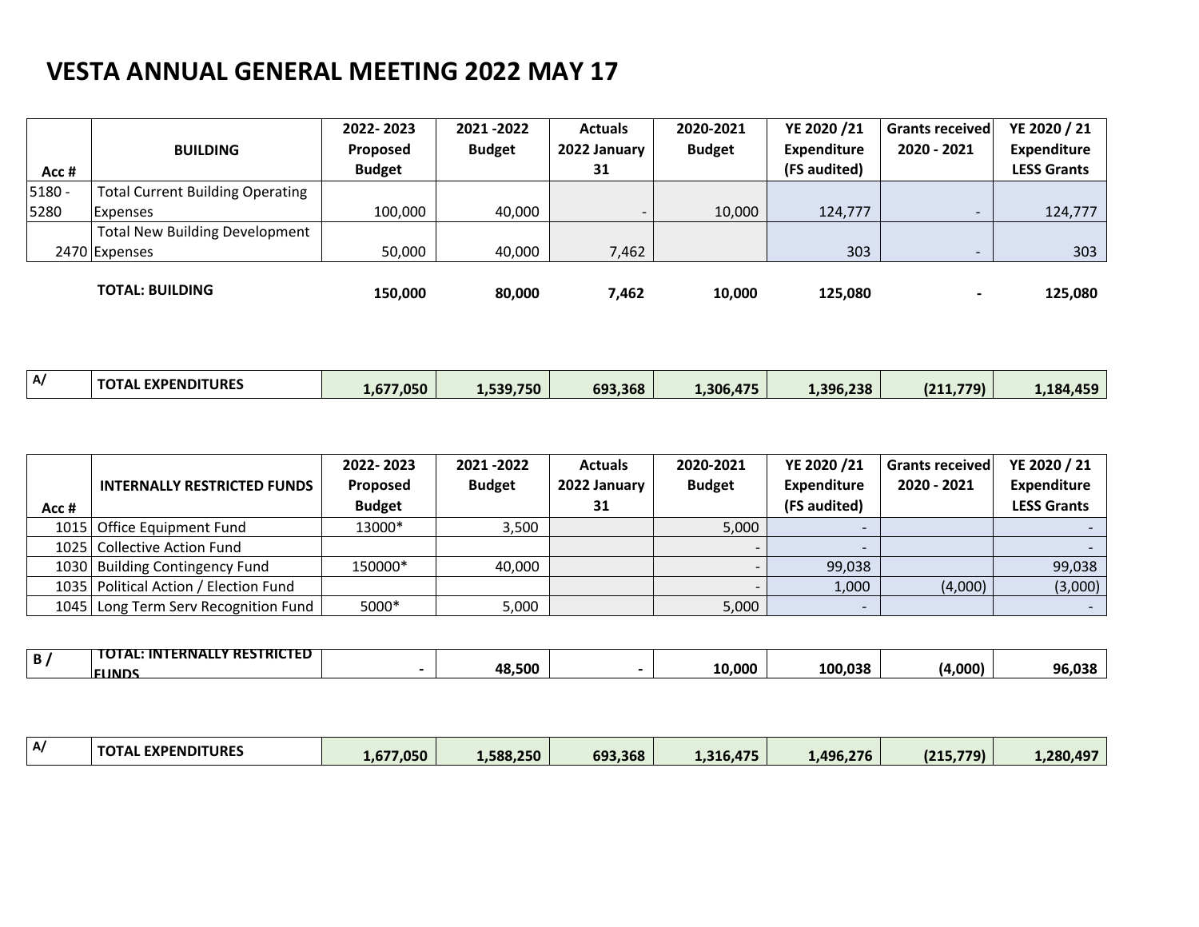# VESTA ANNUAL GENERAL MEETING 2022 MAY 17

| Acc # | BUILDING | 2022- 2023 Proposed Budget | 2021 -2022 Budget | Actuals 2022 January 31 | 2020-2021 Budget | YE 2020 /21 Expenditure (FS audited) | Grants received 2020 - 2021 | YE 2020 / 21 Expenditure LESS Grants |
|---|---|---|---|---|---|---|---|---|
| 5180 - 5280 | Total Current Building Operating Expenses | 100,000 | 40,000 | - | 10,000 | 124,777 | - | 124,777 |
| 2470 | Total New Building Development Expenses | 50,000 | 40,000 | 7,462 | | 303 | - | 303 |
| | **TOTAL: BUILDING** | **150,000** | **80,000** | **7,462** | **10,000** | **125,080** | **-** | **125,080** |
| | | | | | | | | |
| A/ | **TOTAL EXPENDITURES** | **1,677,050** | **1,539,750** | **693,368** | **1,306,475** | **1,396,238** | **(211,779)** | **1,184,459** |

| Acc # | INTERNALLY RESTRICTED FUNDS | 2022- 2023 Proposed Budget | 2021 -2022 Budget | Actuals 2022 January 31 | 2020-2021 Budget | YE 2020 /21 Expenditure (FS audited) | Grants received 2020 - 2021 | YE 2020 / 21 Expenditure LESS Grants |
|---|---|---|---|---|---|---|---|---|
| 1015 | Office Equipment Fund | 13000* | 3,500 | | 5,000 | - | | - |
| 1025 | Collective Action Fund | | | | - | - | | - |
| 1030 | Building Contingency Fund | 150000* | 40,000 | | - | 99,038 | | 99,038 |
| 1035 | Political Action / Election Fund | | | | - | 1,000 | (4,000) | (3,000) |
| 1045 | Long Term Serv Recognition Fund | 5000* | 5,000 | | 5,000 | - | | - |
| | | | | | | | | |
| B / | **TOTAL: INTERNALLY RESTRICTED FUNDS** | **-** | **48,500** | **-** | **10,000** | **100,038** | **(4,000)** | **96,038** |
| | | | | | | | | |
| A/ | **TOTAL EXPENDITURES** | **1,677,050** | **1,588,250** | **693,368** | **1,316,475** | **1,496,276** | **(215,779)** | **1,280,497** |